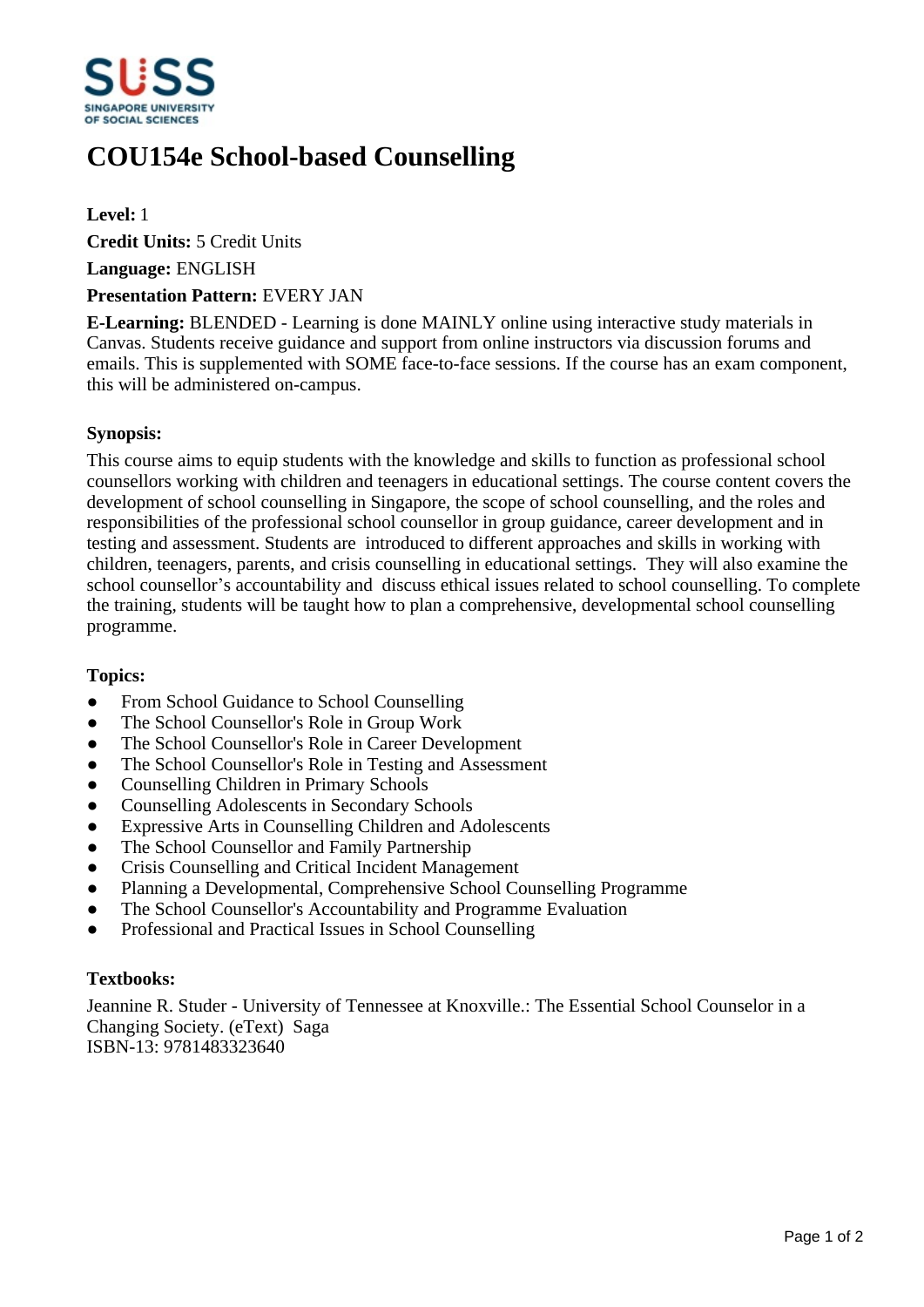# COU154e School-based Counselling

**Level:** 1

**Credit Units:** 5 Credit Units

**Language:** ENGLISH

**Presentation Pattern:** EVERY JAN

**E-Learning:** BLENDED - Learning is done MAINLY online using interactive study materials in Canvas. Students receive guidance and support from online instructors via discussion forums and emails. This is supplemented with SOME face-to-face sessions. If the course has an exam component, this will be administered on-campus.

### Synopsis:

This course aims to equip students with the knowledge and skills to function as professional school counsellors working with children and teenagers in educational settings. The course content covers the development of school counselling in Singapore, the scope of school counselling, and the roles and responsibilities of the professional school counsellor in group guidance, career development and in testing and assessment. Students are introduced to different approaches and skills in working with children, teenagers, parents, and crisis counselling in educational settings. They will also examine the school counsellor's accountability and discuss ethical issues related to school counselling. To complete the training, students will be taught how to plan a comprehensive, developmental school counselling programme.

### Topics:

- From School Guidance to School Counselling
- The School Counsellor's Role in Group Work
- The School Counsellor's Role in Career Development
- The School Counsellor's Role in Testing and Assessment
- Counselling Children in Primary Schools
- Counselling Adolescents in Secondary Schools
- Expressive Arts in Counselling Children and Adolescents
- The School Counsellor and Family Partnership
- Crisis Counselling and Critical Incident Management
- Planning a Developmental, Comprehensive School Counselling Programme
- The School Counsellor's Accountability and Programme Evaluation
- Professional and Practical Issues in School Counselling

### Textbooks:

Jeannine R. Studer - University of Tennessee at Knoxville.: The Essential School Counselor in a Changing Society. (eText) Saga
ISBN-13: 9781483323640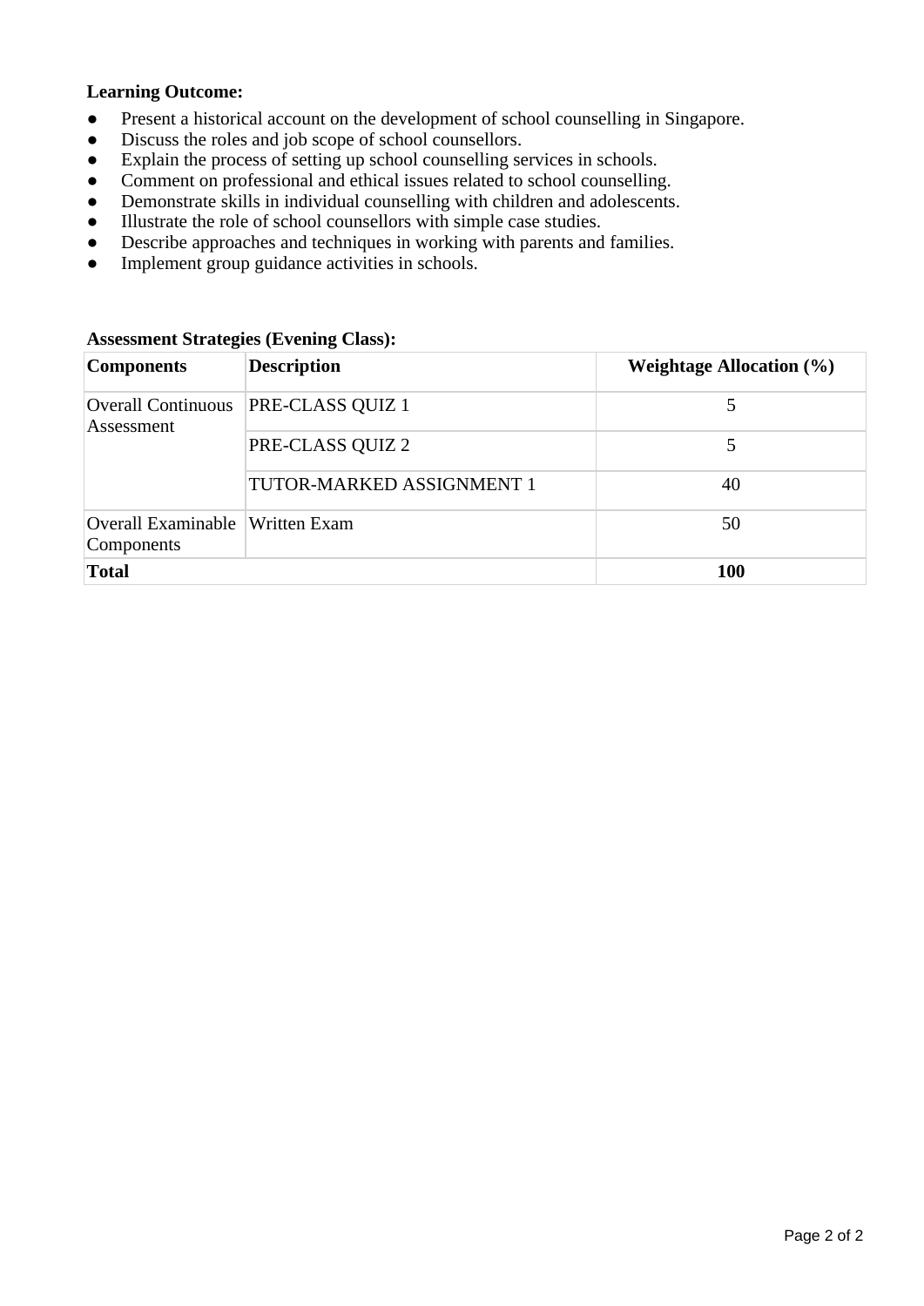**Learning Outcome:**

- Present a historical account on the development of school counselling in Singapore.
- Discuss the roles and job scope of school counsellors.
- Explain the process of setting up school counselling services in schools.
- Comment on professional and ethical issues related to school counselling.
- Demonstrate skills in individual counselling with children and adolescents.
- Illustrate the role of school counsellors with simple case studies.
- Describe approaches and techniques in working with parents and families.
- Implement group guidance activities in schools.

**Assessment Strategies (Evening Class):**

| Components | Description | Weightage Allocation (%) |
|---|---|---|
| Overall Continuous Assessment | PRE-CLASS QUIZ 1 | 5 |
| | PRE-CLASS QUIZ 2 | 5 |
| | TUTOR-MARKED ASSIGNMENT 1 | 40 |
| Overall Examinable Components | Written Exam | 50 |
| **Total** | | **100** |